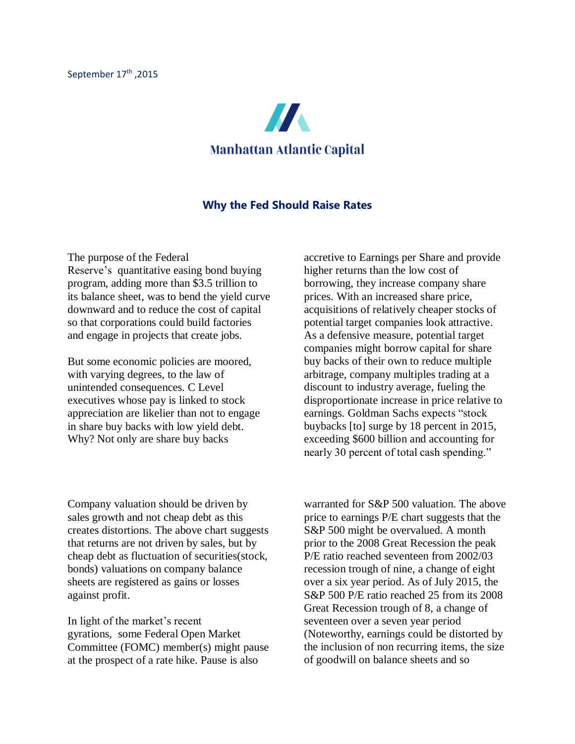September 17th ,2015

Manhattan Atlantic Capital

## Why the Fed Should Raise Rates

The purpose of the Federal Reserve's quantitative easing bond buying program, adding more than $3.5 trillion to its balance sheet, was to bend the yield curve downward and to reduce the cost of capital so that corporations could build factories and engage in projects that create jobs.

But some economic policies are moored, with varying degrees, to the law of unintended consequences. C Level executives whose pay is linked to stock appreciation are likelier than not to engage in share buy backs with low yield debt. Why? Not only are share buy backs accretive to Earnings per Share and provide higher returns than the low cost of borrowing, they increase company share prices. With an increased share price, acquisitions of relatively cheaper stocks of potential target companies look attractive. As a defensive measure, potential target companies might borrow capital for share buy backs of their own to reduce multiple arbitrage, company multiples trading at a discount to industry average, fueling the disproportionate increase in price relative to earnings. Goldman Sachs expects "stock buybacks [to] surge by 18 percent in 2015, exceeding $600 billion and accounting for nearly 30 percent of total cash spending."

Company valuation should be driven by sales growth and not cheap debt as this creates distortions. The above chart suggests that returns are not driven by sales, but by cheap debt as fluctuation of securities(stock, bonds) valuations on company balance sheets are registered as gains or losses against profit.

In light of the market's recent gyrations, some Federal Open Market Committee (FOMC) member(s) might pause at the prospect of a rate hike. Pause is also warranted for S&P 500 valuation. The above price to earnings P/E chart suggests that the S&P 500 might be overvalued. A month prior to the 2008 Great Recession the peak P/E ratio reached seventeen from 2002/03 recession trough of nine, a change of eight over a six year period. As of July 2015, the S&P 500 P/E ratio reached 25 from its 2008 Great Recession trough of 8, a change of seventeen over a seven year period (Noteworthy, earnings could be distorted by the inclusion of non recurring items, the size of goodwill on balance sheets and so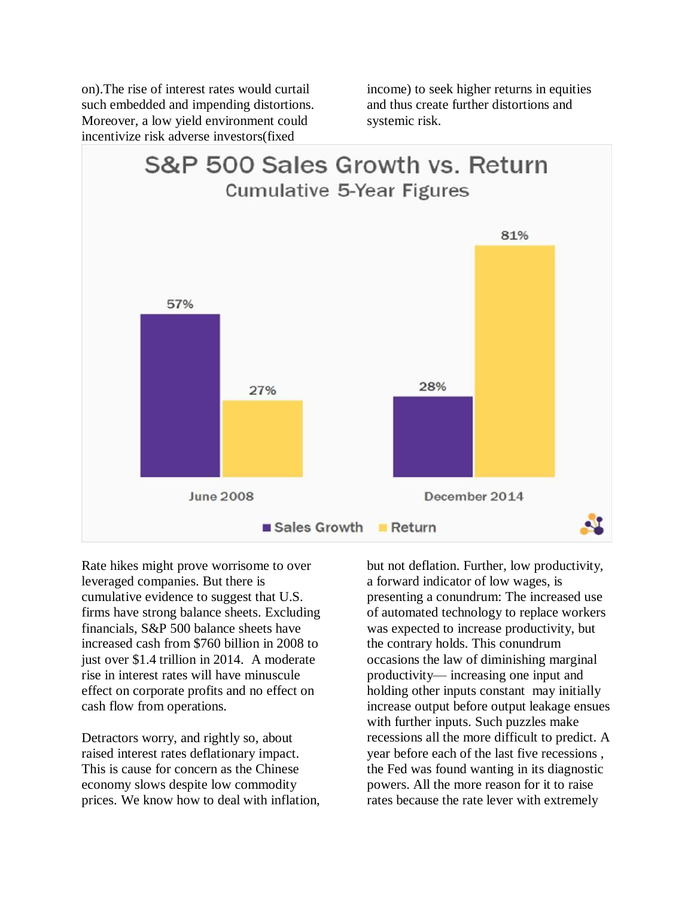on).The rise of interest rates would curtail such embedded and impending distortions. Moreover, a low yield environment could incentivize risk adverse investors(fixed income) to seek higher returns in equities and thus create further distortions and systemic risk.

**S&P 500 Sales Growth vs. Return**
Cumulative 5-Year Figures

| | Sales Growth | Return |
|---|---|---|
| June 2008 | 57% | 27% |
| December 2014 | 28% | 81% |

Rate hikes might prove worrisome to over leveraged companies. But there is cumulative evidence to suggest that U.S. firms have strong balance sheets. Excluding financials, S&P 500 balance sheets have increased cash from $760 billion in 2008 to just over $1.4 trillion in 2014. A moderate rise in interest rates will have minuscule effect on corporate profits and no effect on cash flow from operations.

Detractors worry, and rightly so, about raised interest rates deflationary impact. This is cause for concern as the Chinese economy slows despite low commodity prices. We know how to deal with inflation, but not deflation. Further, low productivity, a forward indicator of low wages, is presenting a conundrum: The increased use of automated technology to replace workers was expected to increase productivity, but the contrary holds. This conundrum occasions the law of diminishing marginal productivity— increasing one input and holding other inputs constant may initially increase output before output leakage ensues with further inputs. Such puzzles make recessions all the more difficult to predict. A year before each of the last five recessions , the Fed was found wanting in its diagnostic powers. All the more reason for it to raise rates because the rate lever with extremely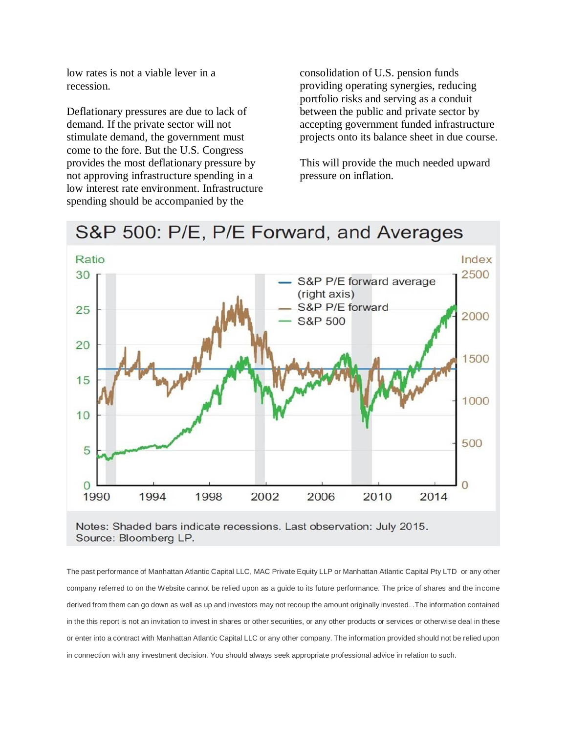low rates is not a viable lever in a recession.

Deflationary pressures are due to lack of demand. If the private sector will not stimulate demand, the government must come to the fore. But the U.S. Congress provides the most deflationary pressure by not approving infrastructure spending in a low interest rate environment. Infrastructure spending should be accompanied by the consolidation of U.S. pension funds providing operating synergies, reducing portfolio risks and serving as a conduit between the public and private sector by accepting government funded infrastructure projects onto its balance sheet in due course.

This will provide the much needed upward pressure on inflation.

S&P 500: P/E, P/E Forward, and Averages

Ratio

Index

S&P P/E forward average (right axis)

S&P P/E forward

S&P 500

30
25
20
15
10
5
0

2500
2000
1500
1000
500
0

1990
1994
1998
2002
2006
2010
2014

Notes: Shaded bars indicate recessions. Last observation: July 2015.
Source: Bloomberg LP.

The past performance of Manhattan Atlantic Capital LLC, MAC Private Equity LLP or Manhattan Atlantic Capital Pty LTD or any other company referred to on the Website cannot be relied upon as a guide to its future performance. The price of shares and the income derived from them can go down as well as up and investors may not recoup the amount originally invested. .The information contained in the this report is not an invitation to invest in shares or other securities, or any other products or services or otherwise deal in these or enter into a contract with Manhattan Atlantic Capital LLC or any other company. The information provided should not be relied upon in connection with any investment decision. You should always seek appropriate professional advice in relation to such.